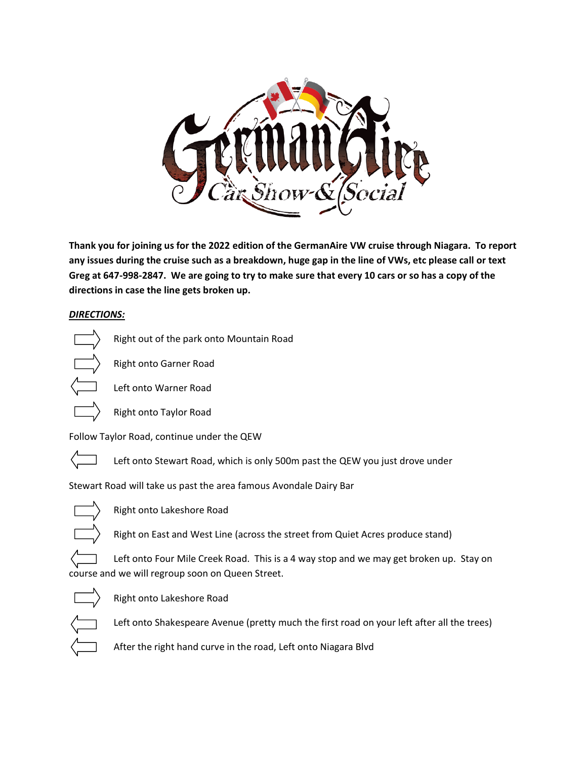**Thank you for joining us for the 2022 edition of the GermanAire VW cruise through Niagara. To report any issues during the cruise such as a breakdown, huge gap in the line of VWs, etc please call or text Greg at 647-998-2847. We are going to try to make sure that every 10 cars or so has a copy of the directions in case the line gets broken up.**

***DIRECTIONS:***

⇨ Right out of the park onto Mountain Road

⇨ Right onto Garner Road

⇦ Left onto Warner Road

⇨ Right onto Taylor Road

Follow Taylor Road, continue under the QEW

⇦ Left onto Stewart Road, which is only 500m past the QEW you just drove under

Stewart Road will take us past the area famous Avondale Dairy Bar

⇨ Right onto Lakeshore Road

⇨ Right on East and West Line (across the street from Quiet Acres produce stand)

⇦ Left onto Four Mile Creek Road. This is a 4 way stop and we may get broken up. Stay on course and we will regroup soon on Queen Street.

⇨ Right onto Lakeshore Road

⇦ Left onto Shakespeare Avenue (pretty much the first road on your left after all the trees)

⇦ After the right hand curve in the road, Left onto Niagara Blvd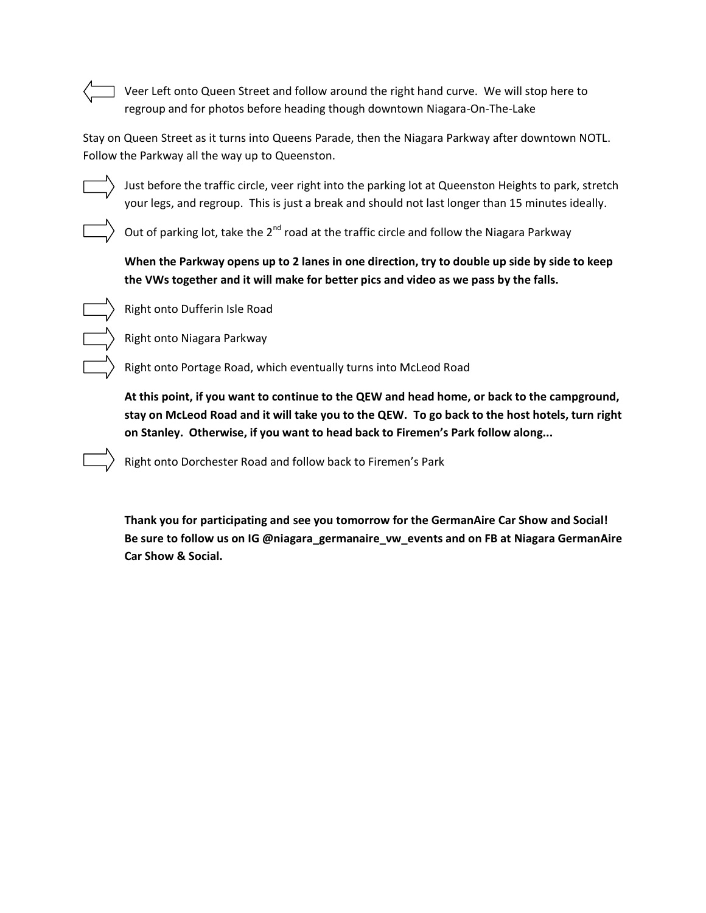⇦ Veer Left onto Queen Street and follow around the right hand curve. We will stop here to regroup and for photos before heading though downtown Niagara-On-The-Lake

Stay on Queen Street as it turns into Queens Parade, then the Niagara Parkway after downtown NOTL. Follow the Parkway all the way up to Queenston.

⇨ Just before the traffic circle, veer right into the parking lot at Queenston Heights to park, stretch your legs, and regroup. This is just a break and should not last longer than 15 minutes ideally.

⇨ Out of parking lot, take the 2nd road at the traffic circle and follow the Niagara Parkway

**When the Parkway opens up to 2 lanes in one direction, try to double up side by side to keep the VWs together and it will make for better pics and video as we pass by the falls.**

⇨ Right onto Dufferin Isle Road

⇨ Right onto Niagara Parkway

⇨ Right onto Portage Road, which eventually turns into McLeod Road

**At this point, if you want to continue to the QEW and head home, or back to the campground, stay on McLeod Road and it will take you to the QEW. To go back to the host hotels, turn right on Stanley. Otherwise, if you want to head back to Firemen's Park follow along...**

⇨ Right onto Dorchester Road and follow back to Firemen's Park

**Thank you for participating and see you tomorrow for the GermanAire Car Show and Social! Be sure to follow us on IG @niagara_germanaire_vw_events and on FB at Niagara GermanAire Car Show & Social.**